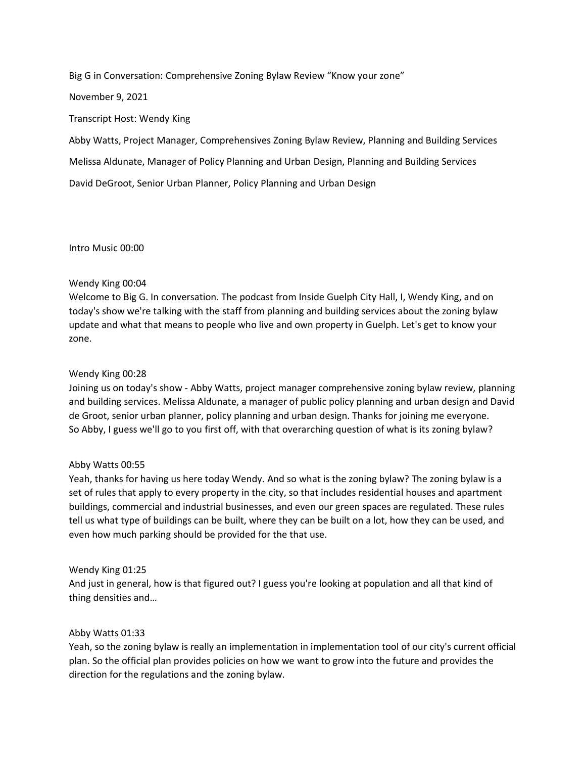Big G in Conversation: Comprehensive Zoning Bylaw Review “Know your zone”

November 9, 2021

Transcript Host: Wendy King

Abby Watts, Project Manager, Comprehensives Zoning Bylaw Review, Planning and Building Services

Melissa Aldunate, Manager of Policy Planning and Urban Design, Planning and Building Services

David DeGroot, Senior Urban Planner, Policy Planning and Urban Design

Intro Music 00:00

Wendy King 00:04
Welcome to Big G. In conversation. The podcast from Inside Guelph City Hall, I, Wendy King, and on today's show we're talking with the staff from planning and building services about the zoning bylaw update and what that means to people who live and own property in Guelph. Let's get to know your zone.

Wendy King 00:28
Joining us on today's show - Abby Watts, project manager comprehensive zoning bylaw review, planning and building services. Melissa Aldunate, a manager of public policy planning and urban design and David de Groot, senior urban planner, policy planning and urban design. Thanks for joining me everyone.
So Abby, I guess we'll go to you first off, with that overarching question of what is its zoning bylaw?

Abby Watts 00:55
Yeah, thanks for having us here today Wendy. And so what is the zoning bylaw? The zoning bylaw is a set of rules that apply to every property in the city, so that includes residential houses and apartment buildings, commercial and industrial businesses, and even our green spaces are regulated. These rules tell us what type of buildings can be built, where they can be built on a lot, how they can be used, and even how much parking should be provided for the that use.

Wendy King 01:25
And just in general, how is that figured out? I guess you're looking at population and all that kind of thing densities and…

Abby Watts 01:33
Yeah, so the zoning bylaw is really an implementation in implementation tool of our city's current official plan. So the official plan provides policies on how we want to grow into the future and provides the direction for the regulations and the zoning bylaw.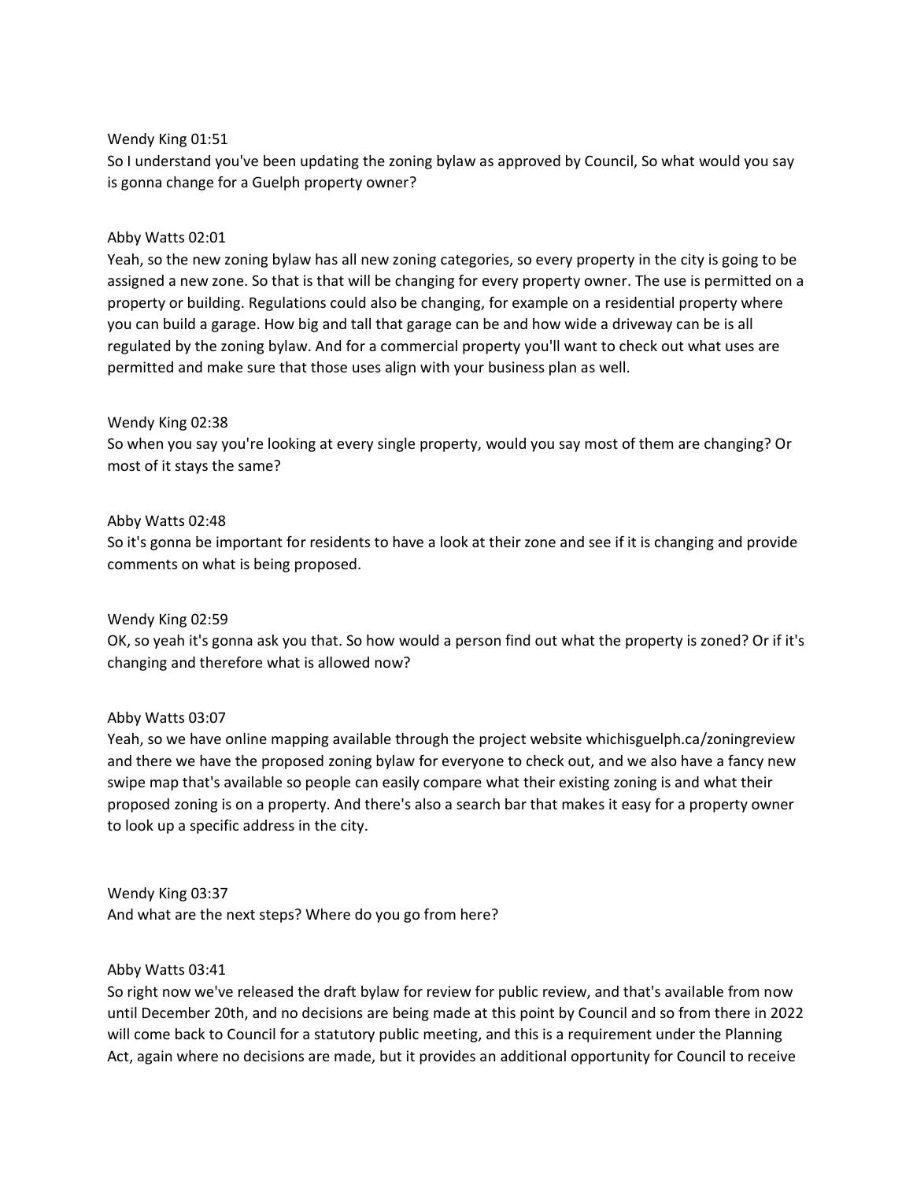Wendy King 01:51
So I understand you've been updating the zoning bylaw as approved by Council, So what would you say is gonna change for a Guelph property owner?

Abby Watts 02:01
Yeah, so the new zoning bylaw has all new zoning categories, so every property in the city is going to be assigned a new zone. So that is that will be changing for every property owner. The use is permitted on a property or building. Regulations could also be changing, for example on a residential property where you can build a garage. How big and tall that garage can be and how wide a driveway can be is all regulated by the zoning bylaw. And for a commercial property you'll want to check out what uses are permitted and make sure that those uses align with your business plan as well.

Wendy King 02:38
So when you say you're looking at every single property, would you say most of them are changing? Or most of it stays the same?

Abby Watts 02:48
So it's gonna be important for residents to have a look at their zone and see if it is changing and provide comments on what is being proposed.

Wendy King 02:59
OK, so yeah it's gonna ask you that. So how would a person find out what the property is zoned? Or if it's changing and therefore what is allowed now?

Abby Watts 03:07
Yeah, so we have online mapping available through the project website whichisguelph.ca/zoningreview and there we have the proposed zoning bylaw for everyone to check out, and we also have a fancy new swipe map that's available so people can easily compare what their existing zoning is and what their proposed zoning is on a property. And there's also a search bar that makes it easy for a property owner to look up a specific address in the city.

Wendy King 03:37
And what are the next steps? Where do you go from here?

Abby Watts 03:41
So right now we've released the draft bylaw for review for public review, and that's available from now until December 20th, and no decisions are being made at this point by Council and so from there in 2022 will come back to Council for a statutory public meeting, and this is a requirement under the Planning Act, again where no decisions are made, but it provides an additional opportunity for Council to receive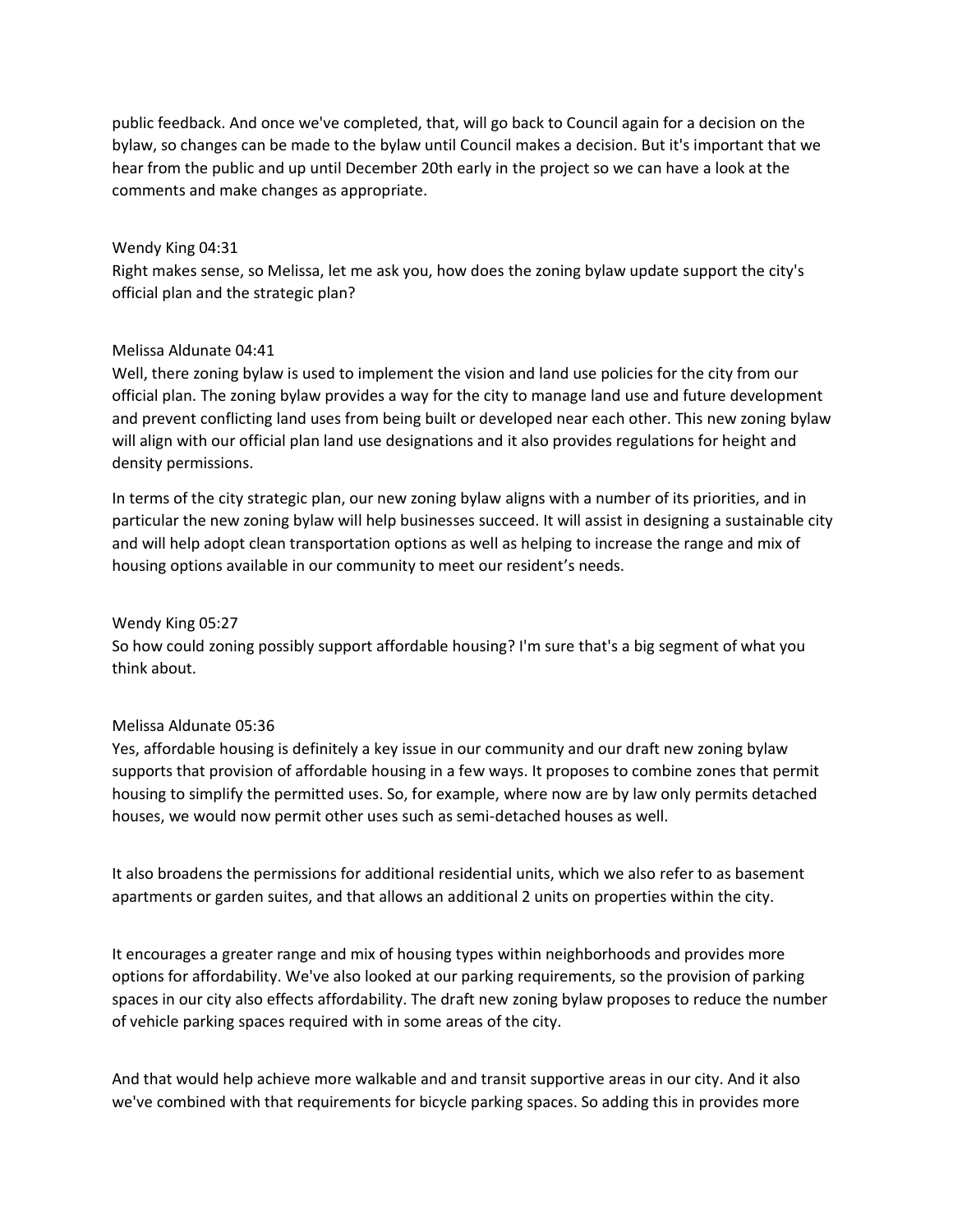public feedback. And once we've completed, that, will go back to Council again for a decision on the bylaw, so changes can be made to the bylaw until Council makes a decision. But it's important that we hear from the public and up until December 20th early in the project so we can have a look at the comments and make changes as appropriate.

Wendy King 04:31
Right makes sense, so Melissa, let me ask you, how does the zoning bylaw update support the city's official plan and the strategic plan?

Melissa Aldunate 04:41
Well, there zoning bylaw is used to implement the vision and land use policies for the city from our official plan. The zoning bylaw provides a way for the city to manage land use and future development and prevent conflicting land uses from being built or developed near each other. This new zoning bylaw will align with our official plan land use designations and it also provides regulations for height and density permissions.

In terms of the city strategic plan, our new zoning bylaw aligns with a number of its priorities, and in particular the new zoning bylaw will help businesses succeed. It will assist in designing a sustainable city and will help adopt clean transportation options as well as helping to increase the range and mix of housing options available in our community to meet our resident's needs.

Wendy King 05:27
So how could zoning possibly support affordable housing? I'm sure that's a big segment of what you think about.

Melissa Aldunate 05:36
Yes, affordable housing is definitely a key issue in our community and our draft new zoning bylaw supports that provision of affordable housing in a few ways. It proposes to combine zones that permit housing to simplify the permitted uses. So, for example, where now are by law only permits detached houses, we would now permit other uses such as semi-detached houses as well.

It also broadens the permissions for additional residential units, which we also refer to as basement apartments or garden suites, and that allows an additional 2 units on properties within the city.

It encourages a greater range and mix of housing types within neighborhoods and provides more options for affordability. We've also looked at our parking requirements, so the provision of parking spaces in our city also effects affordability. The draft new zoning bylaw proposes to reduce the number of vehicle parking spaces required with in some areas of the city.

And that would help achieve more walkable and and transit supportive areas in our city. And it also we've combined with that requirements for bicycle parking spaces. So adding this in provides more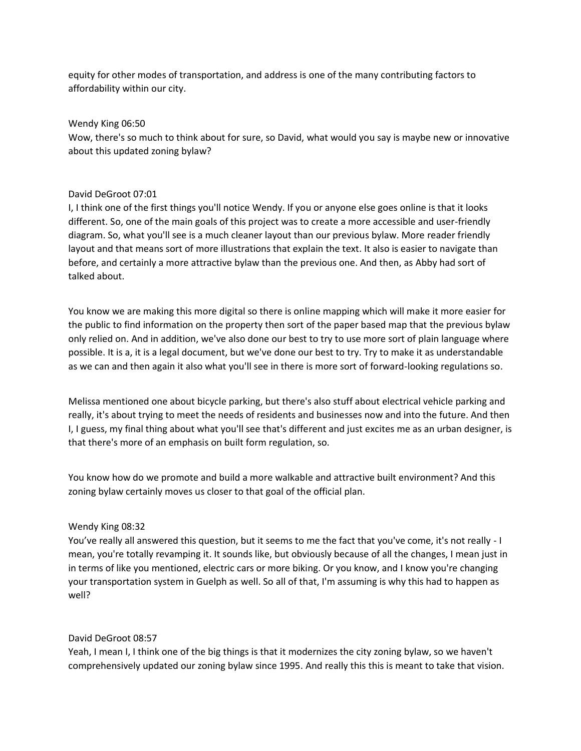equity for other modes of transportation, and address is one of the many contributing factors to affordability within our city.

Wendy King 06:50
Wow, there's so much to think about for sure, so David, what would you say is maybe new or innovative about this updated zoning bylaw?

David DeGroot 07:01
I, I think one of the first things you'll notice Wendy. If you or anyone else goes online is that it looks different. So, one of the main goals of this project was to create a more accessible and user-friendly diagram. So, what you'll see is a much cleaner layout than our previous bylaw. More reader friendly layout and that means sort of more illustrations that explain the text. It also is easier to navigate than before, and certainly a more attractive bylaw than the previous one. And then, as Abby had sort of talked about.

You know we are making this more digital so there is online mapping which will make it more easier for the public to find information on the property then sort of the paper based map that the previous bylaw only relied on. And in addition, we've also done our best to try to use more sort of plain language where possible. It is a, it is a legal document, but we've done our best to try. Try to make it as understandable as we can and then again it also what you'll see in there is more sort of forward-looking regulations so.

Melissa mentioned one about bicycle parking, but there's also stuff about electrical vehicle parking and really, it's about trying to meet the needs of residents and businesses now and into the future. And then I, I guess, my final thing about what you'll see that's different and just excites me as an urban designer, is that there's more of an emphasis on built form regulation, so.

You know how do we promote and build a more walkable and attractive built environment? And this zoning bylaw certainly moves us closer to that goal of the official plan.

Wendy King 08:32
You've really all answered this question, but it seems to me the fact that you've come, it's not really - I mean, you're totally revamping it. It sounds like, but obviously because of all the changes, I mean just in in terms of like you mentioned, electric cars or more biking. Or you know, and I know you're changing your transportation system in Guelph as well. So all of that, I'm assuming is why this had to happen as well?

David DeGroot 08:57
Yeah, I mean I, I think one of the big things is that it modernizes the city zoning bylaw, so we haven't comprehensively updated our zoning bylaw since 1995. And really this this is meant to take that vision.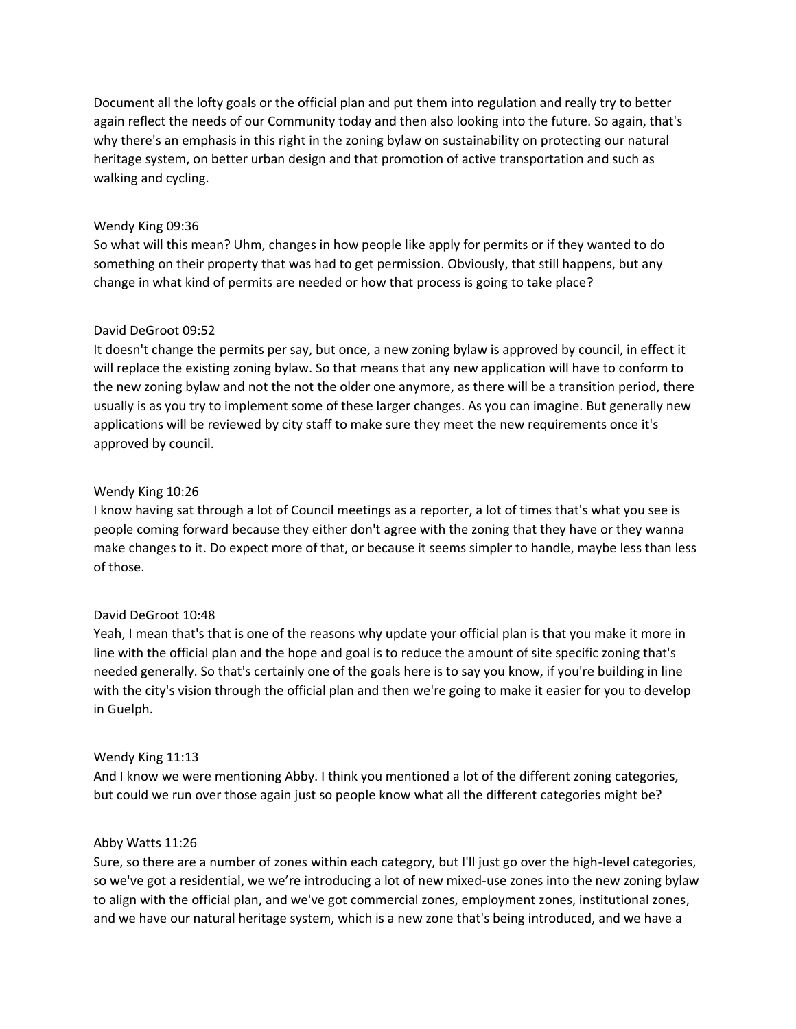Document all the lofty goals or the official plan and put them into regulation and really try to better again reflect the needs of our Community today and then also looking into the future. So again, that's why there's an emphasis in this right in the zoning bylaw on sustainability on protecting our natural heritage system, on better urban design and that promotion of active transportation and such as walking and cycling.

Wendy King 09:36
So what will this mean? Uhm, changes in how people like apply for permits or if they wanted to do something on their property that was had to get permission. Obviously, that still happens, but any change in what kind of permits are needed or how that process is going to take place?

David DeGroot 09:52
It doesn't change the permits per say, but once, a new zoning bylaw is approved by council, in effect it will replace the existing zoning bylaw. So that means that any new application will have to conform to the new zoning bylaw and not the not the older one anymore, as there will be a transition period, there usually is as you try to implement some of these larger changes. As you can imagine. But generally new applications will be reviewed by city staff to make sure they meet the new requirements once it's approved by council.

Wendy King 10:26
I know having sat through a lot of Council meetings as a reporter, a lot of times that's what you see is people coming forward because they either don't agree with the zoning that they have or they wanna make changes to it. Do expect more of that, or because it seems simpler to handle, maybe less than less of those.

David DeGroot 10:48
Yeah, I mean that's that is one of the reasons why update your official plan is that you make it more in line with the official plan and the hope and goal is to reduce the amount of site specific zoning that's needed generally. So that's certainly one of the goals here is to say you know, if you're building in line with the city's vision through the official plan and then we're going to make it easier for you to develop in Guelph.

Wendy King 11:13
And I know we were mentioning Abby. I think you mentioned a lot of the different zoning categories, but could we run over those again just so people know what all the different categories might be?

Abby Watts 11:26
Sure, so there are a number of zones within each category, but I'll just go over the high-level categories, so we've got a residential, we we're introducing a lot of new mixed-use zones into the new zoning bylaw to align with the official plan, and we've got commercial zones, employment zones, institutional zones, and we have our natural heritage system, which is a new zone that's being introduced, and we have a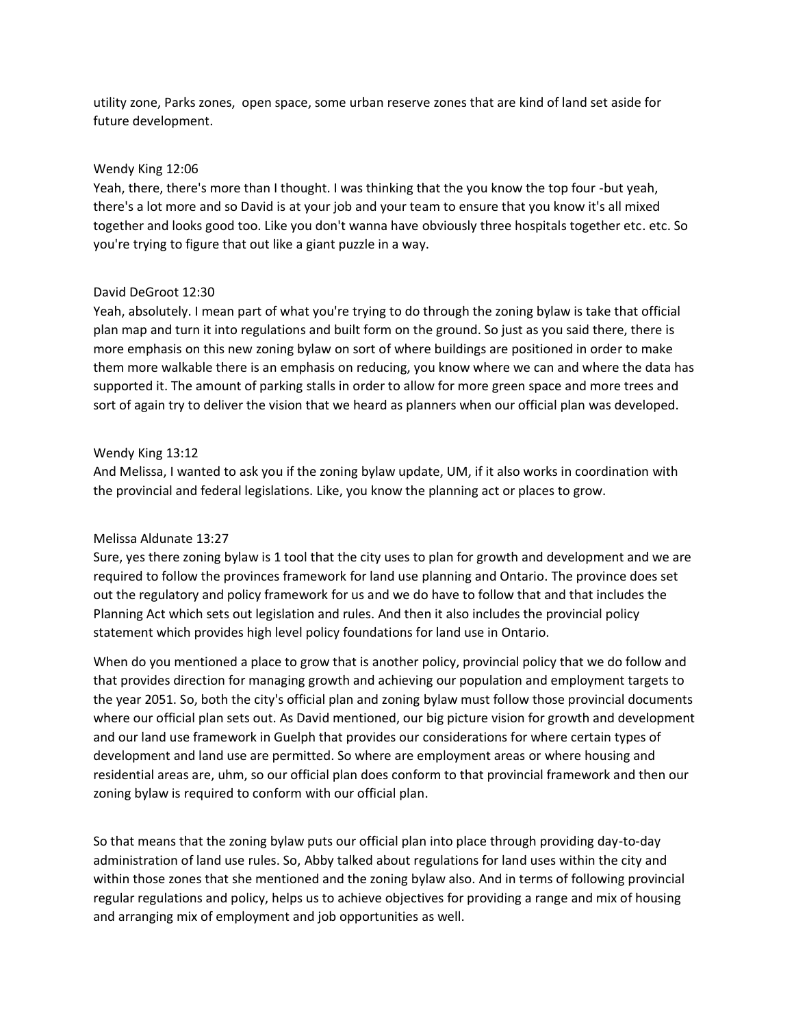utility zone, Parks zones, open space, some urban reserve zones that are kind of land set aside for future development.

Wendy King 12:06
Yeah, there, there's more than I thought. I was thinking that the you know the top four -but yeah, there's a lot more and so David is at your job and your team to ensure that you know it's all mixed together and looks good too. Like you don't wanna have obviously three hospitals together etc. etc. So you're trying to figure that out like a giant puzzle in a way.

David DeGroot 12:30
Yeah, absolutely. I mean part of what you're trying to do through the zoning bylaw is take that official plan map and turn it into regulations and built form on the ground. So just as you said there, there is more emphasis on this new zoning bylaw on sort of where buildings are positioned in order to make them more walkable there is an emphasis on reducing, you know where we can and where the data has supported it. The amount of parking stalls in order to allow for more green space and more trees and sort of again try to deliver the vision that we heard as planners when our official plan was developed.

Wendy King 13:12
And Melissa, I wanted to ask you if the zoning bylaw update, UM, if it also works in coordination with the provincial and federal legislations. Like, you know the planning act or places to grow.

Melissa Aldunate 13:27
Sure, yes there zoning bylaw is 1 tool that the city uses to plan for growth and development and we are required to follow the provinces framework for land use planning and Ontario. The province does set out the regulatory and policy framework for us and we do have to follow that and that includes the Planning Act which sets out legislation and rules. And then it also includes the provincial policy statement which provides high level policy foundations for land use in Ontario.

When do you mentioned a place to grow that is another policy, provincial policy that we do follow and that provides direction for managing growth and achieving our population and employment targets to the year 2051. So, both the city's official plan and zoning bylaw must follow those provincial documents where our official plan sets out. As David mentioned, our big picture vision for growth and development and our land use framework in Guelph that provides our considerations for where certain types of development and land use are permitted. So where are employment areas or where housing and residential areas are, uhm, so our official plan does conform to that provincial framework and then our zoning bylaw is required to conform with our official plan.

So that means that the zoning bylaw puts our official plan into place through providing day-to-day administration of land use rules. So, Abby talked about regulations for land uses within the city and within those zones that she mentioned and the zoning bylaw also. And in terms of following provincial regular regulations and policy, helps us to achieve objectives for providing a range and mix of housing and arranging mix of employment and job opportunities as well.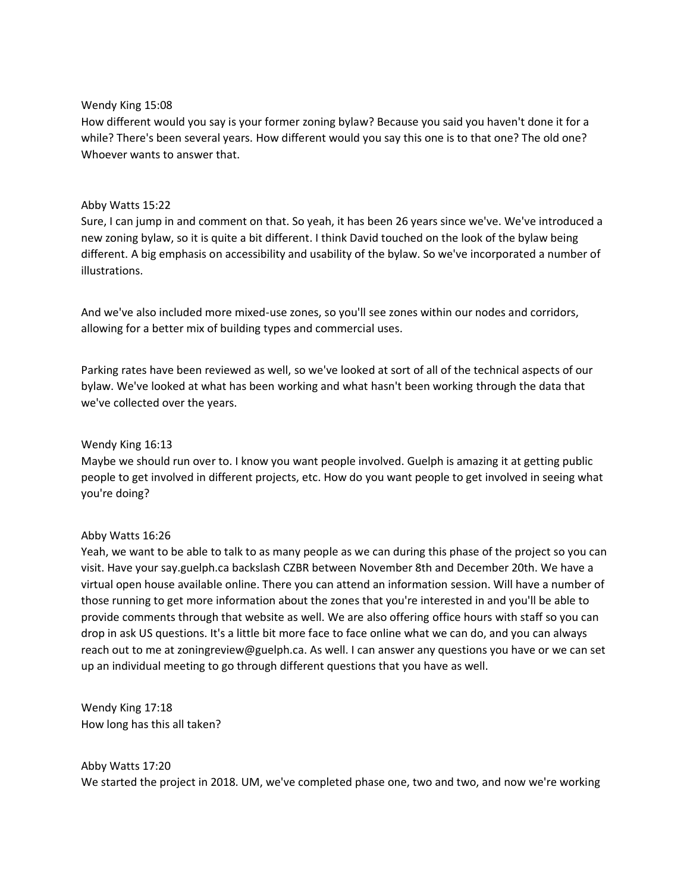Wendy King 15:08
How different would you say is your former zoning bylaw? Because you said you haven't done it for a while? There's been several years. How different would you say this one is to that one? The old one? Whoever wants to answer that.

Abby Watts 15:22
Sure, I can jump in and comment on that. So yeah, it has been 26 years since we've. We've introduced a new zoning bylaw, so it is quite a bit different. I think David touched on the look of the bylaw being different. A big emphasis on accessibility and usability of the bylaw. So we've incorporated a number of illustrations.

And we've also included more mixed-use zones, so you'll see zones within our nodes and corridors, allowing for a better mix of building types and commercial uses.

Parking rates have been reviewed as well, so we've looked at sort of all of the technical aspects of our bylaw. We've looked at what has been working and what hasn't been working through the data that we've collected over the years.

Wendy King 16:13
Maybe we should run over to. I know you want people involved. Guelph is amazing it at getting public people to get involved in different projects, etc. How do you want people to get involved in seeing what you're doing?

Abby Watts 16:26
Yeah, we want to be able to talk to as many people as we can during this phase of the project so you can visit. Have your say.guelph.ca backslash CZBR between November 8th and December 20th. We have a virtual open house available online. There you can attend an information session. Will have a number of those running to get more information about the zones that you're interested in and you'll be able to provide comments through that website as well. We are also offering office hours with staff so you can drop in ask US questions. It's a little bit more face to face online what we can do, and you can always reach out to me at zoningreview@guelph.ca. As well. I can answer any questions you have or we can set up an individual meeting to go through different questions that you have as well.

Wendy King 17:18
How long has this all taken?

Abby Watts 17:20
We started the project in 2018. UM, we've completed phase one, two and two, and now we're working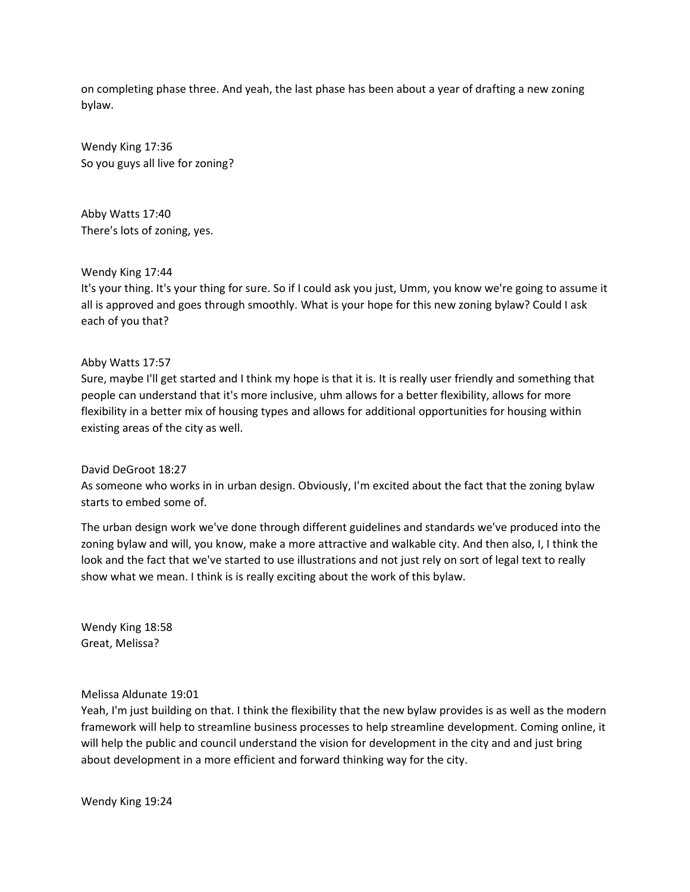on completing phase three. And yeah, the last phase has been about a year of drafting a new zoning bylaw.

Wendy King 17:36
So you guys all live for zoning?

Abby Watts 17:40
There's lots of zoning, yes.

Wendy King 17:44
It's your thing. It's your thing for sure. So if I could ask you just, Umm, you know we're going to assume it all is approved and goes through smoothly. What is your hope for this new zoning bylaw? Could I ask each of you that?

Abby Watts 17:57
Sure, maybe I'll get started and I think my hope is that it is. It is really user friendly and something that people can understand that it's more inclusive, uhm allows for a better flexibility, allows for more flexibility in a better mix of housing types and allows for additional opportunities for housing within existing areas of the city as well.

David DeGroot 18:27
As someone who works in in urban design. Obviously, I'm excited about the fact that the zoning bylaw starts to embed some of.

The urban design work we've done through different guidelines and standards we've produced into the zoning bylaw and will, you know, make a more attractive and walkable city. And then also, I, I think the look and the fact that we've started to use illustrations and not just rely on sort of legal text to really show what we mean. I think is is really exciting about the work of this bylaw.

Wendy King 18:58
Great, Melissa?

Melissa Aldunate 19:01
Yeah, I'm just building on that. I think the flexibility that the new bylaw provides is as well as the modern framework will help to streamline business processes to help streamline development. Coming online, it will help the public and council understand the vision for development in the city and and just bring about development in a more efficient and forward thinking way for the city.

Wendy King 19:24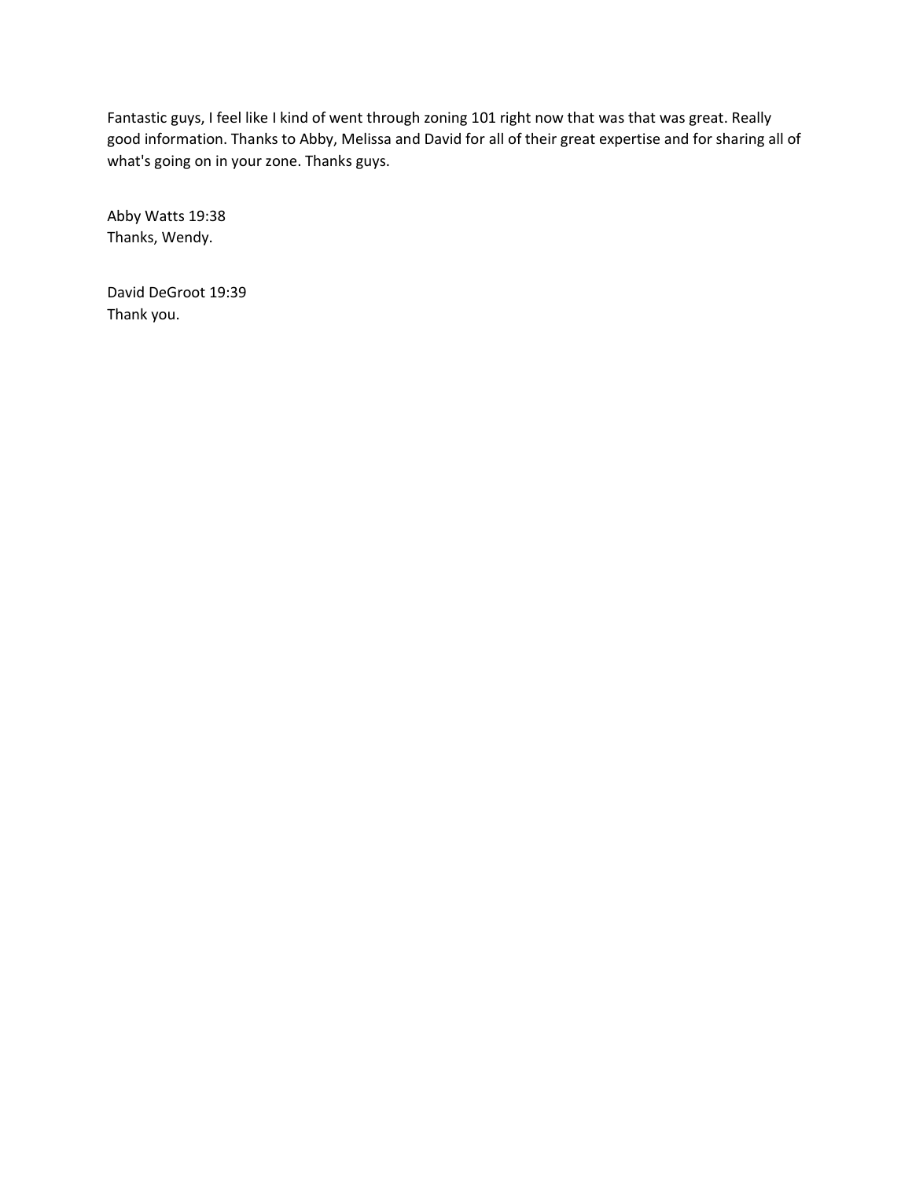Fantastic guys, I feel like I kind of went through zoning 101 right now that was that was great. Really good information. Thanks to Abby, Melissa and David for all of their great expertise and for sharing all of what's going on in your zone. Thanks guys.

Abby Watts 19:38
Thanks, Wendy.

David DeGroot 19:39
Thank you.